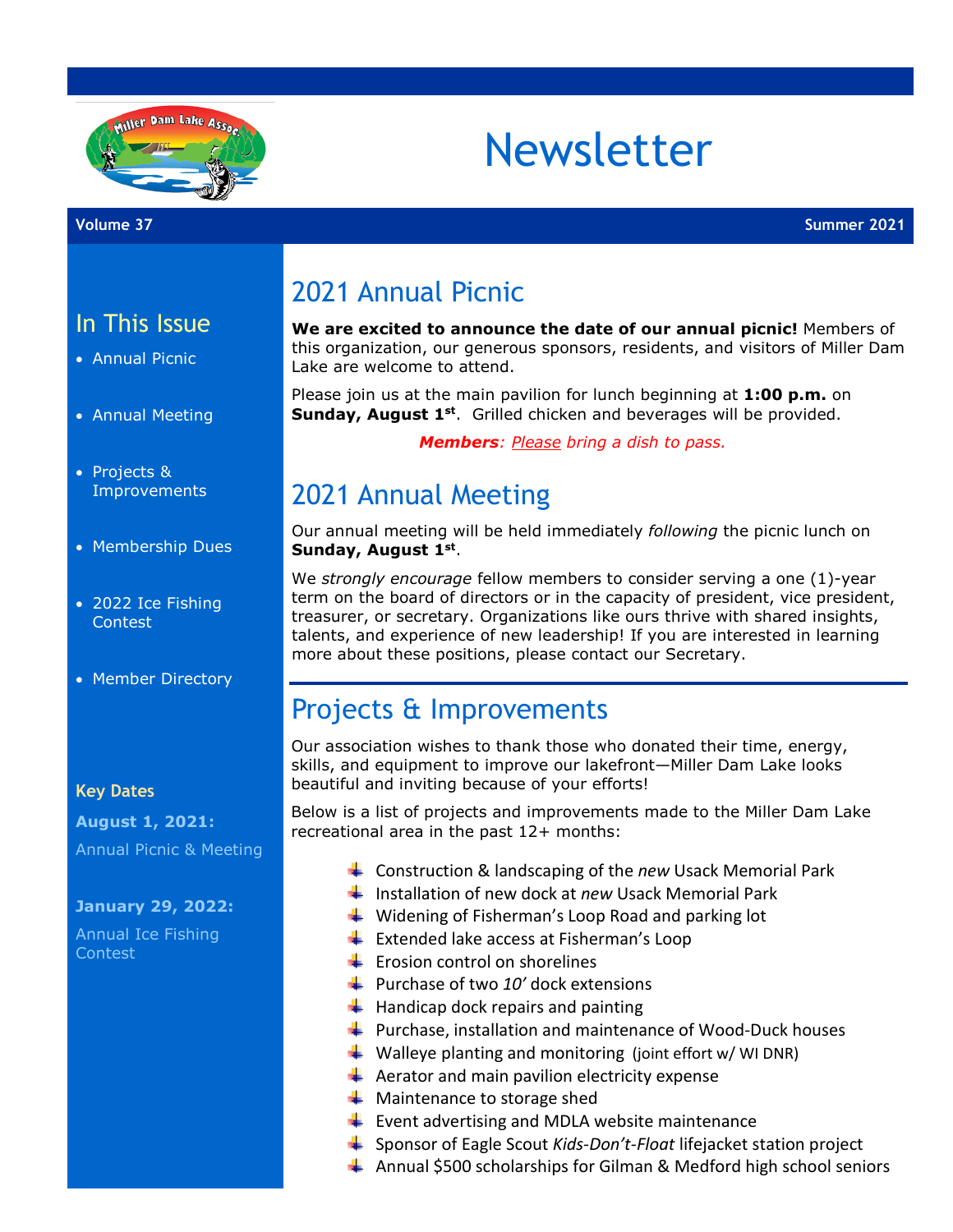# Newsletter

**Volume 37** **Summer 2021**

## In This Issue

- Annual Picnic
- Annual Meeting
- Projects & Improvements
- Membership Dues
- 2022 Ice Fishing Contest
- Member Directory

**Key Dates**

**August 1, 2021:**

Annual Picnic & Meeting

**January 29, 2022:**

Annual Ice Fishing Contest

## 2021 Annual Picnic

**We are excited to announce the date of our annual picnic!** Members of this organization, our generous sponsors, residents, and visitors of Miller Dam Lake are welcome to attend.

Please join us at the main pavilion for lunch beginning at **1:00 p.m.** on **Sunday, August 1st**. Grilled chicken and beverages will be provided.

***Members**: Please bring a dish to pass.*

## 2021 Annual Meeting

Our annual meeting will be held immediately *following* the picnic lunch on **Sunday, August 1st**.

We *strongly encourage* fellow members to consider serving a one (1)-year term on the board of directors or in the capacity of president, vice president, treasurer, or secretary. Organizations like ours thrive with shared insights, talents, and experience of new leadership! If you are interested in learning more about these positions, please contact our Secretary.

## Projects & Improvements

Our association wishes to thank those who donated their time, energy, skills, and equipment to improve our lakefront—Miller Dam Lake looks beautiful and inviting because of your efforts!

Below is a list of projects and improvements made to the Miller Dam Lake recreational area in the past 12+ months:

- Construction & landscaping of the *new* Usack Memorial Park
- Installation of new dock at *new* Usack Memorial Park
- Widening of Fisherman's Loop Road and parking lot
- Extended lake access at Fisherman's Loop
- Erosion control on shorelines
- Purchase of two *10'* dock extensions
- Handicap dock repairs and painting
- Purchase, installation and maintenance of Wood-Duck houses
- Walleye planting and monitoring (joint effort w/ WI DNR)
- Aerator and main pavilion electricity expense
- Maintenance to storage shed
- Event advertising and MDLA website maintenance
- Sponsor of Eagle Scout *Kids-Don't-Float* lifejacket station project
- Annual $500 scholarships for Gilman & Medford high school seniors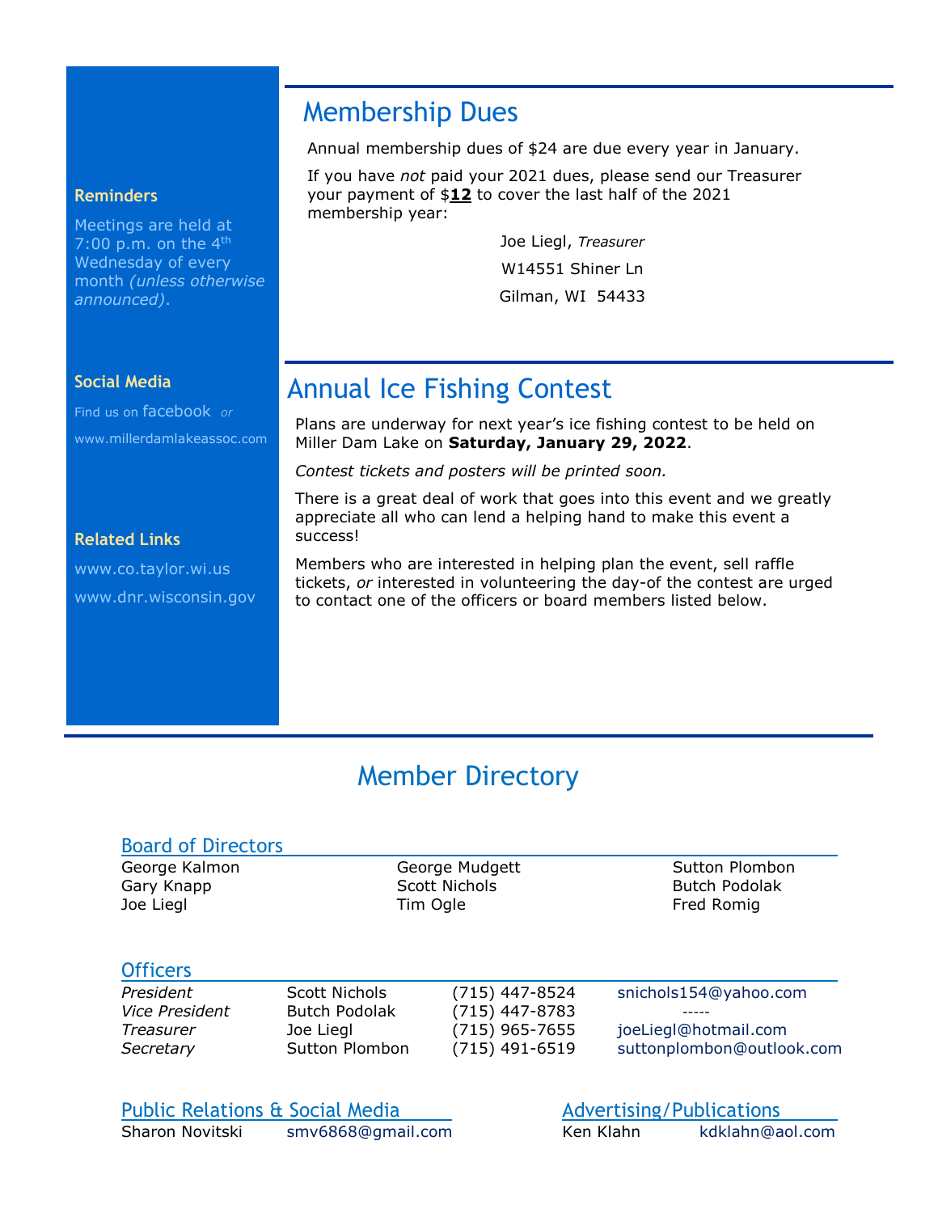## Membership Dues

Annual membership dues of $24 are due every year in January.

If you have *not* paid your 2021 dues, please send our Treasurer your payment of $**12** to cover the last half of the 2021 membership year:

Joe Liegl, *Treasurer*
W14551 Shiner Ln
Gilman, WI 54433

## Annual Ice Fishing Contest

Plans are underway for next year's ice fishing contest to be held on Miller Dam Lake on **Saturday, January 29, 2022**.

*Contest tickets and posters will be printed soon.*

There is a great deal of work that goes into this event and we greatly appreciate all who can lend a helping hand to make this event a success!

Members who are interested in helping plan the event, sell raffle tickets, *or* interested in volunteering the day-of the contest are urged to contact one of the officers or board members listed below.

### Reminders

Meetings are held at 7:00 p.m. on the 4th Wednesday of every month *(unless otherwise announced)*.

### Social Media

Find us on facebook *or*
www.millerdamlakeassoc.com

### Related Links

www.co.taylor.wi.us
www.dnr.wisconsin.gov

## Member Directory

### Board of Directors

| | | |
|---|---|---|
| George Kalmon | George Mudgett | Sutton Plombon |
| Gary Knapp | Scott Nichols | Butch Podolak |
| Joe Liegl | Tim Ogle | Fred Romig |

### Officers

| | | | |
|---|---|---|---|
| *President* | Scott Nichols | (715) 447-8524 | snichols154@yahoo.com |
| *Vice President* | Butch Podolak | (715) 447-8783 | ----- |
| *Treasurer* | Joe Liegl | (715) 965-7655 | joeLiegl@hotmail.com |
| *Secretary* | Sutton Plombon | (715) 491-6519 | suttonplombon@outlook.com |

### Public Relations & Social Media

Sharon Novitski smv6868@gmail.com

### Advertising/Publications

Ken Klahn kdklahn@aol.com